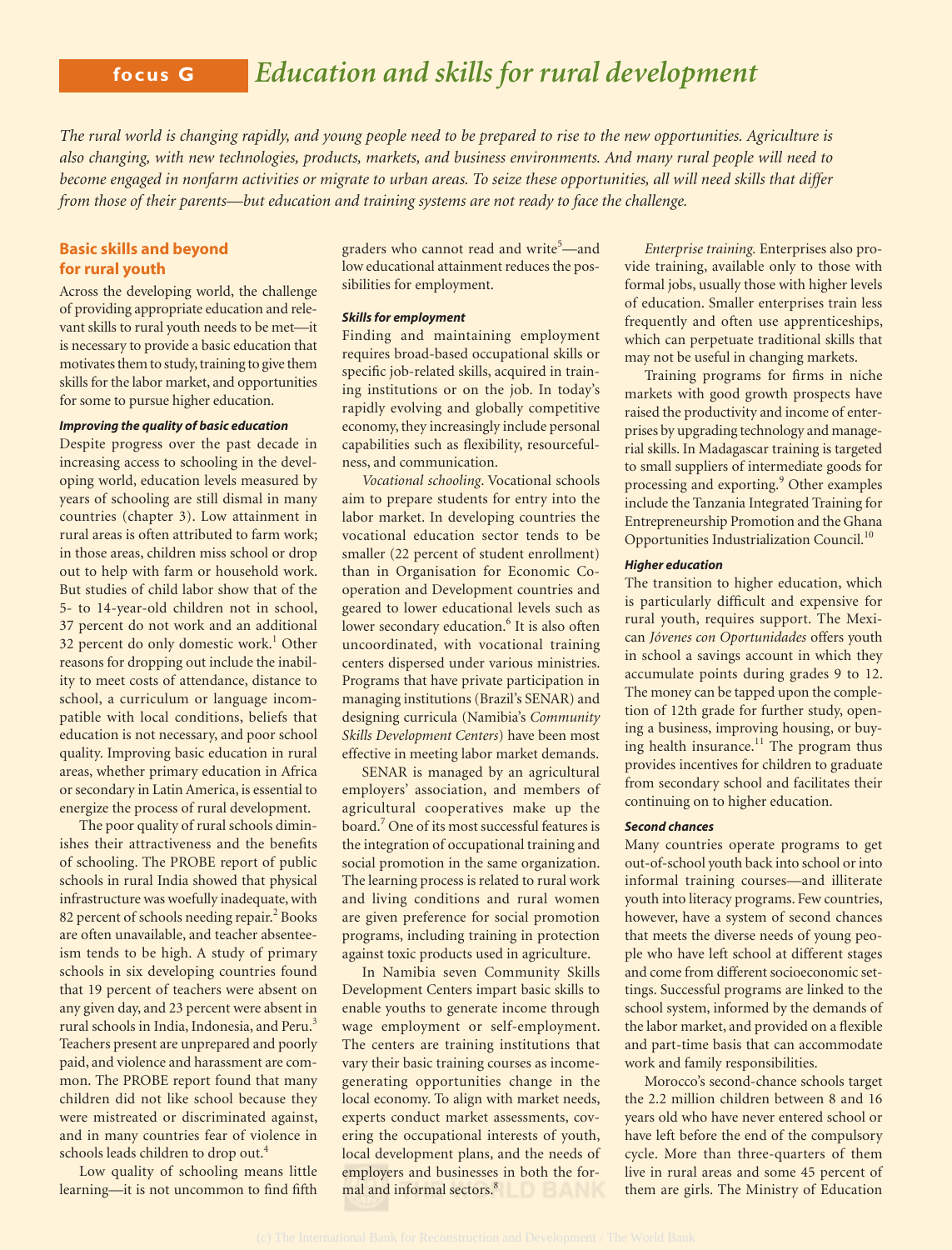# focus G Education and skills for rural development

*The rural world is changing rapidly, and young people need to be prepared to rise to the new opportunities. Agriculture is also changing, with new technologies, products, markets, and business environments. And many rural people will need to become engaged in nonfarm activities or migrate to urban areas. To seize these opportunities, all will need skills that differ from those of their parents—but education and training systems are not ready to face the challenge.*

## Basic skills and beyond for rural youth

Across the developing world, the challenge of providing appropriate education and relevant skills to rural youth needs to be met—it is necessary to provide a basic education that motivates them to study, training to give them skills for the labor market, and opportunities for some to pursue higher education.

### *Improving the quality of basic education*

Despite progress over the past decade in increasing access to schooling in the developing world, education levels measured by years of schooling are still dismal in many countries (chapter 3). Low attainment in rural areas is often attributed to farm work; in those areas, children miss school or drop out to help with farm or household work. But studies of child labor show that of the 5- to 14-year-old children not in school, 37 percent do not work and an additional 32 percent do only domestic work.[1] Other reasons for dropping out include the inability to meet costs of attendance, distance to school, a curriculum or language incompatible with local conditions, beliefs that education is not necessary, and poor school quality. Improving basic education in rural areas, whether primary education in Africa or secondary in Latin America, is essential to energize the process of rural development.

The poor quality of rural schools diminishes their attractiveness and the benefits of schooling. The PROBE report of public schools in rural India showed that physical infrastructure was woefully inadequate, with 82 percent of schools needing repair.[2] Books are often unavailable, and teacher absenteeism tends to be high. A study of primary schools in six developing countries found that 19 percent of teachers were absent on any given day, and 23 percent were absent in rural schools in India, Indonesia, and Peru.[3] Teachers present are unprepared and poorly paid, and violence and harassment are common. The PROBE report found that many children did not like school because they were mistreated or discriminated against, and in many countries fear of violence in schools leads children to drop out.[4]

Low quality of schooling means little learning—it is not uncommon to find fifth graders who cannot read and write[5]—and low educational attainment reduces the possibilities for employment.

### *Skills for employment*

Finding and maintaining employment requires broad-based occupational skills or specific job-related skills, acquired in training institutions or on the job. In today's rapidly evolving and globally competitive economy, they increasingly include personal capabilities such as flexibility, resourcefulness, and communication.

*Vocational schooling*. Vocational schools aim to prepare students for entry into the labor market. In developing countries the vocational education sector tends to be smaller (22 percent of student enrollment) than in Organisation for Economic Cooperation and Development countries and geared to lower educational levels such as lower secondary education.[6] It is also often uncoordinated, with vocational training centers dispersed under various ministries. Programs that have private participation in managing institutions (Brazil's SENAR) and designing curricula (Namibia's *Community Skills Development Centers*) have been most effective in meeting labor market demands.

SENAR is managed by an agricultural employers' association, and members of agricultural cooperatives make up the board.[7] One of its most successful features is the integration of occupational training and social promotion in the same organization. The learning process is related to rural work and living conditions and rural women are given preference for social promotion programs, including training in protection against toxic products used in agriculture.

In Namibia seven Community Skills Development Centers impart basic skills to enable youths to generate income through wage employment or self-employment. The centers are training institutions that vary their basic training courses as income-generating opportunities change in the local economy. To align with market needs, experts conduct market assessments, covering the occupational interests of youth, local development plans, and the needs of employers and businesses in both the formal and informal sectors.[8]

*Enterprise training.* Enterprises also provide training, available only to those with formal jobs, usually those with higher levels of education. Smaller enterprises train less frequently and often use apprenticeships, which can perpetuate traditional skills that may not be useful in changing markets.

Training programs for firms in niche markets with good growth prospects have raised the productivity and income of enterprises by upgrading technology and managerial skills. In Madagascar training is targeted to small suppliers of intermediate goods for processing and exporting.[9] Other examples include the Tanzania Integrated Training for Entrepreneurship Promotion and the Ghana Opportunities Industrialization Council.[10]

### *Higher education*

The transition to higher education, which is particularly difficult and expensive for rural youth, requires support. The Mexican *Jóvenes con Oportunidades* offers youth in school a savings account in which they accumulate points during grades 9 to 12. The money can be tapped upon the completion of 12th grade for further study, opening a business, improving housing, or buying health insurance.[11] The program thus provides incentives for children to graduate from secondary school and facilitates their continuing on to higher education.

### *Second chances*

Many countries operate programs to get out-of-school youth back into school or into informal training courses—and illiterate youth into literacy programs. Few countries, however, have a system of second chances that meets the diverse needs of young people who have left school at different stages and come from different socioeconomic settings. Successful programs are linked to the school system, informed by the demands of the labor market, and provided on a flexible and part-time basis that can accommodate work and family responsibilities.

Morocco's second-chance schools target the 2.2 million children between 8 and 16 years old who have never entered school or have left before the end of the compulsory cycle. More than three-quarters of them live in rural areas and some 45 percent of them are girls. The Ministry of Education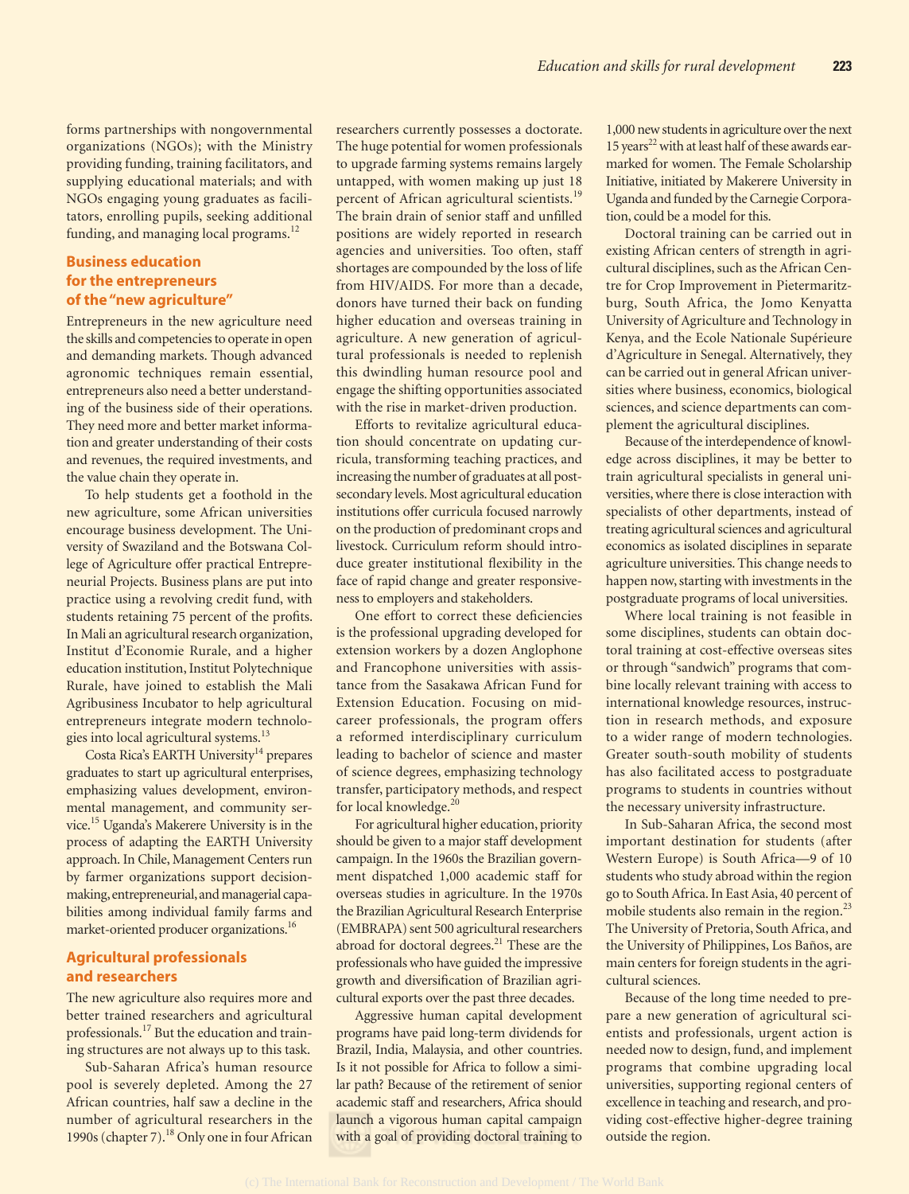forms partnerships with nongovernmental organizations (NGOs); with the Ministry providing funding, training facilitators, and supplying educational materials; and with NGOs engaging young graduates as facilitators, enrolling pupils, seeking additional funding, and managing local programs.[12]

## Business education for the entrepreneurs of the "new agriculture"

Entrepreneurs in the new agriculture need the skills and competencies to operate in open and demanding markets. Though advanced agronomic techniques remain essential, entrepreneurs also need a better understanding of the business side of their operations. They need more and better market information and greater understanding of their costs and revenues, the required investments, and the value chain they operate in.

To help students get a foothold in the new agriculture, some African universities encourage business development. The University of Swaziland and the Botswana College of Agriculture offer practical Entrepreneurial Projects. Business plans are put into practice using a revolving credit fund, with students retaining 75 percent of the profits. In Mali an agricultural research organization, Institut d'Economie Rurale, and a higher education institution, Institut Polytechnique Rurale, have joined to establish the Mali Agribusiness Incubator to help agricultural entrepreneurs integrate modern technologies into local agricultural systems.[13]

Costa Rica's EARTH University[14] prepares graduates to start up agricultural enterprises, emphasizing values development, environmental management, and community service.[15] Uganda's Makerere University is in the process of adapting the EARTH University approach. In Chile, Management Centers run by farmer organizations support decision-making, entrepreneurial, and managerial capabilities among individual family farms and market-oriented producer organizations.[16]

## Agricultural professionals and researchers

The new agriculture also requires more and better trained researchers and agricultural professionals.[17] But the education and training structures are not always up to this task.

Sub-Saharan Africa's human resource pool is severely depleted. Among the 27 African countries, half saw a decline in the number of agricultural researchers in the 1990s (chapter 7).[18] Only one in four African researchers currently possesses a doctorate. The huge potential for women professionals to upgrade farming systems remains largely untapped, with women making up just 18 percent of African agricultural scientists.[19] The brain drain of senior staff and unfilled positions are widely reported in research agencies and universities. Too often, staff shortages are compounded by the loss of life from HIV/AIDS. For more than a decade, donors have turned their back on funding higher education and overseas training in agriculture. A new generation of agricultural professionals is needed to replenish this dwindling human resource pool and engage the shifting opportunities associated with the rise in market-driven production.

Efforts to revitalize agricultural education should concentrate on updating curricula, transforming teaching practices, and increasing the number of graduates at all post-secondary levels. Most agricultural education institutions offer curricula focused narrowly on the production of predominant crops and livestock. Curriculum reform should introduce greater institutional flexibility in the face of rapid change and greater responsiveness to employers and stakeholders.

One effort to correct these deficiencies is the professional upgrading developed for extension workers by a dozen Anglophone and Francophone universities with assistance from the Sasakawa African Fund for Extension Education. Focusing on mid-career professionals, the program offers a reformed interdisciplinary curriculum leading to bachelor of science and master of science degrees, emphasizing technology transfer, participatory methods, and respect for local knowledge.[20]

For agricultural higher education, priority should be given to a major staff development campaign. In the 1960s the Brazilian government dispatched 1,000 academic staff for overseas studies in agriculture. In the 1970s the Brazilian Agricultural Research Enterprise (EMBRAPA) sent 500 agricultural researchers abroad for doctoral degrees.[21] These are the professionals who have guided the impressive growth and diversification of Brazilian agricultural exports over the past three decades.

Aggressive human capital development programs have paid long-term dividends for Brazil, India, Malaysia, and other countries. Is it not possible for Africa to follow a similar path? Because of the retirement of senior academic staff and researchers, Africa should launch a vigorous human capital campaign with a goal of providing doctoral training to 1,000 new students in agriculture over the next 15 years[22] with at least half of these awards earmarked for women. The Female Scholarship Initiative, initiated by Makerere University in Uganda and funded by the Carnegie Corporation, could be a model for this.

Doctoral training can be carried out in existing African centers of strength in agricultural disciplines, such as the African Centre for Crop Improvement in Pietermaritzburg, South Africa, the Jomo Kenyatta University of Agriculture and Technology in Kenya, and the Ecole Nationale Supérieure d'Agriculture in Senegal. Alternatively, they can be carried out in general African universities where business, economics, biological sciences, and science departments can complement the agricultural disciplines.

Because of the interdependence of knowledge across disciplines, it may be better to train agricultural specialists in general universities, where there is close interaction with specialists of other departments, instead of treating agricultural sciences and agricultural economics as isolated disciplines in separate agriculture universities. This change needs to happen now, starting with investments in the postgraduate programs of local universities.

Where local training is not feasible in some disciplines, students can obtain doctoral training at cost-effective overseas sites or through "sandwich" programs that combine locally relevant training with access to international knowledge resources, instruction in research methods, and exposure to a wider range of modern technologies. Greater south-south mobility of students has also facilitated access to postgraduate programs to students in countries without the necessary university infrastructure.

In Sub-Saharan Africa, the second most important destination for students (after Western Europe) is South Africa—9 of 10 students who study abroad within the region go to South Africa. In East Asia, 40 percent of mobile students also remain in the region.[23] The University of Pretoria, South Africa, and the University of Philippines, Los Baños, are main centers for foreign students in the agricultural sciences.

Because of the long time needed to prepare a new generation of agricultural scientists and professionals, urgent action is needed now to design, fund, and implement programs that combine upgrading local universities, supporting regional centers of excellence in teaching and research, and providing cost-effective higher-degree training outside the region.